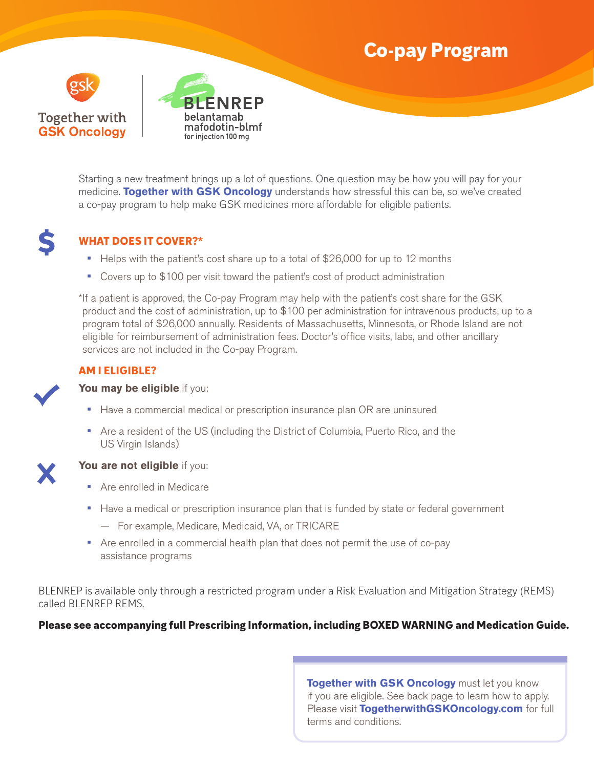# Co-pay Program

Together with GSK Oncology

BLENREP belantamab mafodotin-blmf for injection 100 mg

Starting a new treatment brings up a lot of questions. One question may be how you will pay for your medicine. **Together with GSK Oncology** understands how stressful this can be, so we've created a co-pay program to help make GSK medicines more affordable for eligible patients.

## WHAT DOES IT COVER?*

- Helps with the patient's cost share up to a total of $26,000 for up to 12 months
- Covers up to $100 per visit toward the patient's cost of product administration

*If a patient is approved, the Co-pay Program may help with the patient's cost share for the GSK product and the cost of administration, up to $100 per administration for intravenous products, up to a program total of $26,000 annually. Residents of Massachusetts, Minnesota, or Rhode Island are not eligible for reimbursement of administration fees. Doctor's office visits, labs, and other ancillary services are not included in the Co-pay Program.

## AM I ELIGIBLE?

**You may be eligible** if you:

- Have a commercial medical or prescription insurance plan OR are uninsured
- Are a resident of the US (including the District of Columbia, Puerto Rico, and the US Virgin Islands)

**You are not eligible** if you:

- Are enrolled in Medicare
- Have a medical or prescription insurance plan that is funded by state or federal government
  - For example, Medicare, Medicaid, VA, or TRICARE
- Are enrolled in a commercial health plan that does not permit the use of co-pay assistance programs

BLENREP is available only through a restricted program under a Risk Evaluation and Mitigation Strategy (REMS) called BLENREP REMS.

**Please see accompanying full Prescribing Information, including BOXED WARNING and Medication Guide.**

**Together with GSK Oncology** must let you know if you are eligible. See back page to learn how to apply. Please visit **TogetherwithGSKOncology.com** for full terms and conditions.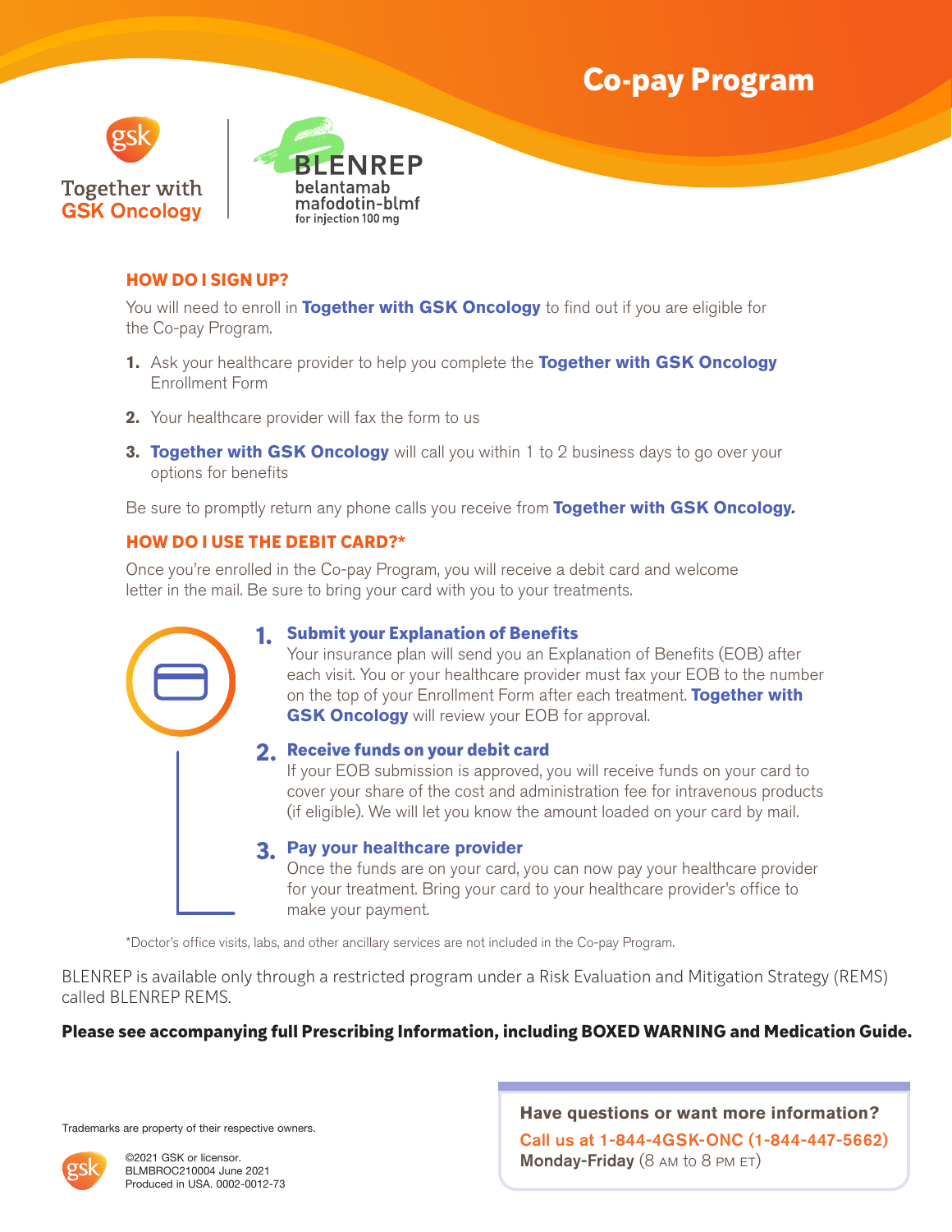# Co-pay Program

Together with GSK Oncology

BLENREP belantamab mafodotin-blmf for injection 100 mg

## HOW DO I SIGN UP?

You will need to enroll in **Together with GSK Oncology** to find out if you are eligible for the Co-pay Program.

1. Ask your healthcare provider to help you complete the **Together with GSK Oncology** Enrollment Form
2. Your healthcare provider will fax the form to us
3. **Together with GSK Oncology** will call you within 1 to 2 business days to go over your options for benefits

Be sure to promptly return any phone calls you receive from **Together with GSK Oncology.**

## HOW DO I USE THE DEBIT CARD?*

Once you're enrolled in the Co-pay Program, you will receive a debit card and welcome letter in the mail. Be sure to bring your card with you to your treatments.

1. **Submit your Explanation of Benefits**
   Your insurance plan will send you an Explanation of Benefits (EOB) after each visit. You or your healthcare provider must fax your EOB to the number on the top of your Enrollment Form after each treatment. **Together with GSK Oncology** will review your EOB for approval.
2. **Receive funds on your debit card**
   If your EOB submission is approved, you will receive funds on your card to cover your share of the cost and administration fee for intravenous products (if eligible). We will let you know the amount loaded on your card by mail.
3. **Pay your healthcare provider**
   Once the funds are on your card, you can now pay your healthcare provider for your treatment. Bring your card to your healthcare provider's office to make your payment.

*Doctor's office visits, labs, and other ancillary services are not included in the Co-pay Program.

BLENREP is available only through a restricted program under a Risk Evaluation and Mitigation Strategy (REMS) called BLENREP REMS.

**Please see accompanying full Prescribing Information, including BOXED WARNING and Medication Guide.**

**Have questions or want more information?**
Call us at 1-844-4GSK-ONC (1-844-447-5662)
**Monday-Friday** (8 AM to 8 PM ET)

Trademarks are property of their respective owners.

©2021 GSK or licensor.
BLMBROC210004 June 2021
Produced in USA. 0002-0012-73